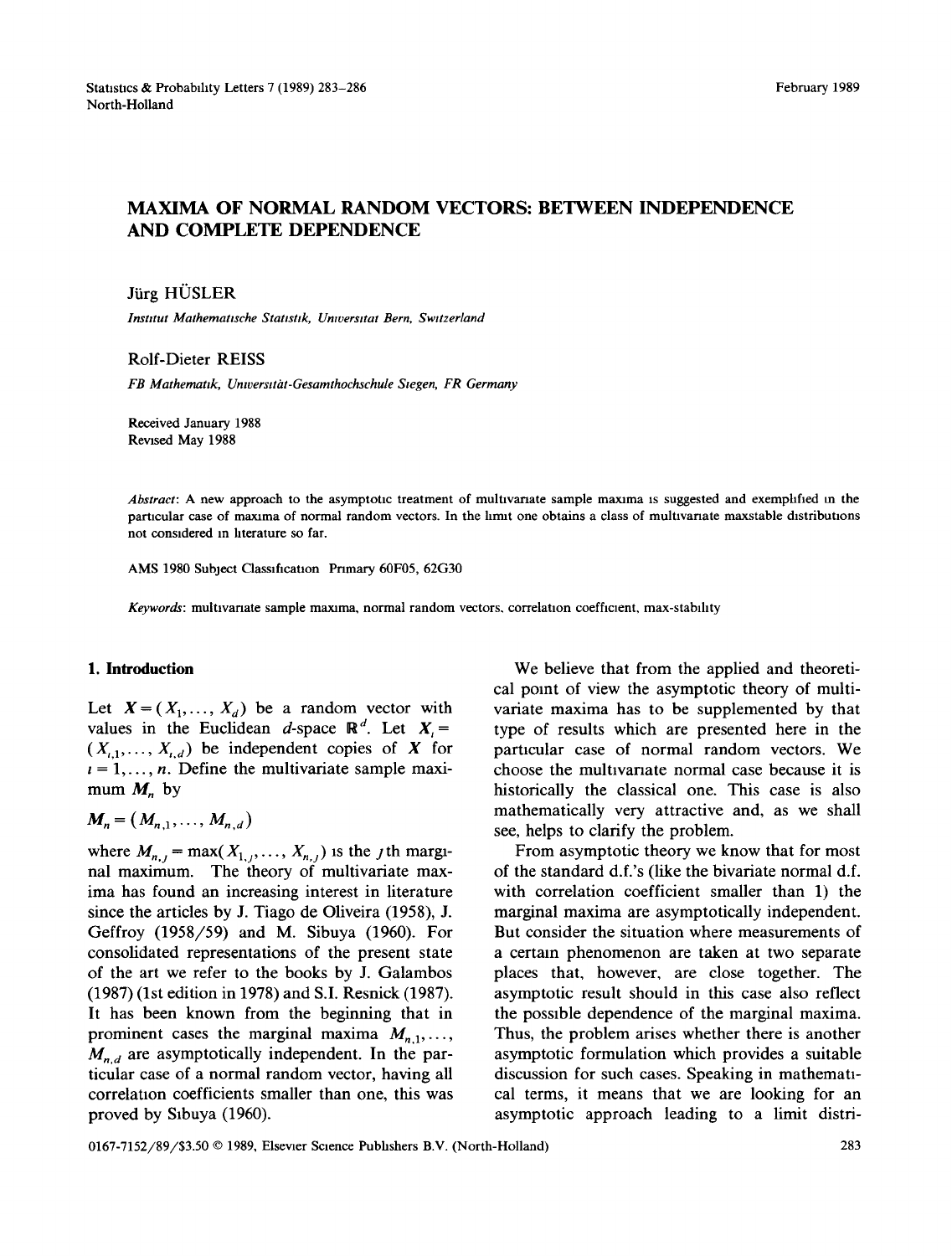# MAXIMA OF NORMAL RANDOM VECTORS: BETWEEN INDEPENDENCE AND COMPLETE DEPENDENCE

Jürg HÜSLER

*Institut Mathematische Statistik, Universität Bern, Switzerland*

Rolf-Dieter REISS

*FB Mathematik, Universität-Gesamthochschule Siegen, FR Germany*

Received January 1988
Revised May 1988

*Abstract*: A new approach to the asymptotic treatment of multivariate sample maxima is suggested and exemplified in the particular case of maxima of normal random vectors. In the limit one obtains a class of multivariate maxstable distributions not considered in literature so far.

AMS 1980 Subject Classification Primary 60F05, 62G30

*Keywords*: multivariate sample maxima, normal random vectors, correlation coefficient, max-stability

## 1. Introduction

Let $\boldsymbol{X} = (X_1, \ldots, X_d)$ be a random vector with values in the Euclidean $d$-space $\mathbb{R}^d$. Let $\boldsymbol{X}_i = (X_{i,1}, \ldots, X_{i,d})$ be independent copies of $\boldsymbol{X}$ for $i = 1, \ldots, n$. Define the multivariate sample maximum $\boldsymbol{M}_n$ by

$$\boldsymbol{M}_n = (M_{n,1}, \ldots, M_{n,d})$$

where $M_{n,j} = \max(X_{1,j}, \ldots, X_{n,j})$ is the $j$th marginal maximum. The theory of multivariate maxima has found an increasing interest in literature since the articles by J. Tiago de Oliveira (1958), J. Geffroy (1958/59) and M. Sibuya (1960). For consolidated representations of the present state of the art we refer to the books by J. Galambos (1987) (1st edition in 1978) and S.I. Resnick (1987). It has been known from the beginning that in prominent cases the marginal maxima $M_{n,1}, \ldots, M_{n,d}$ are asymptotically independent. In the particular case of a normal random vector, having all correlation coefficients smaller than one, this was proved by Sibuya (1960).

We believe that from the applied and theoretical point of view the asymptotic theory of multivariate maxima has to be supplemented by that type of results which are presented here in the particular case of normal random vectors. We choose the multivariate normal case because it is historically the classical one. This case is also mathematically very attractive and, as we shall see, helps to clarify the problem.

From asymptotic theory we know that for most of the standard d.f.'s (like the bivariate normal d.f. with correlation coefficient smaller than 1) the marginal maxima are asymptotically independent. But consider the situation where measurements of a certain phenomenon are taken at two separate places that, however, are close together. The asymptotic result should in this case also reflect the possible dependence of the marginal maxima. Thus, the problem arises whether there is another asymptotic formulation which provides a suitable discussion for such cases. Speaking in mathematical terms, it means that we are looking for an asymptotic approach leading to a limit distri-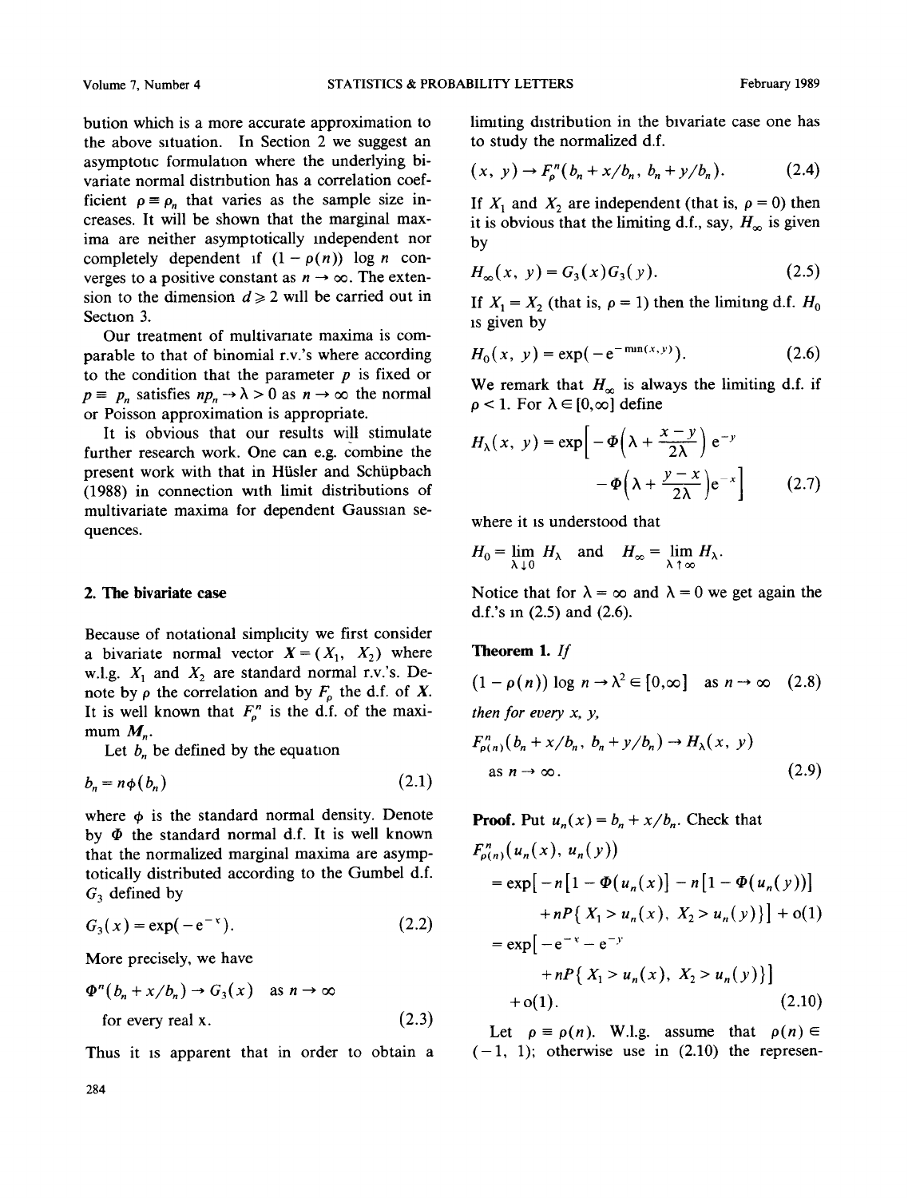bution which is a more accurate approximation to the above situation. In Section 2 we suggest an asymptotic formulation where the underlying bivariate normal distribution has a correlation coefficient $\rho \equiv \rho_n$ that varies as the sample size increases. It will be shown that the marginal maxima are neither asymptotically independent nor completely dependent if $(1-\rho(n)) \log n$ converges to a positive constant as $n \to \infty$. The extension to the dimension $d \geq 2$ will be carried out in Section 3.

Our treatment of multivariate maxima is comparable to that of binomial r.v.'s where according to the condition that the parameter $p$ is fixed or $p \equiv p_n$ satisfies $np_n \to \lambda > 0$ as $n \to \infty$ the normal or Poisson approximation is appropriate.

It is obvious that our results will stimulate further research work. One can e.g. combine the present work with that in Hüsler and Schüpbach (1988) in connection with limit distributions of multivariate maxima for dependent Gaussian sequences.

## 2. The bivariate case

Because of notational simplicity we first consider a bivariate normal vector $X = (X_1, X_2)$ where w.l.g. $X_1$ and $X_2$ are standard normal r.v.'s. Denote by $\rho$ the correlation and by $F_\rho$ the d.f. of $X$. It is well known that $F_\rho^n$ is the d.f. of the maximum $M_n$.

Let $b_n$ be defined by the equation

$$b_n = n\phi(b_n) \tag{2.1}$$

where $\phi$ is the standard normal density. Denote by $\Phi$ the standard normal d.f. It is well known that the normalized marginal maxima are asymptotically distributed according to the Gumbel d.f. $G_3$ defined by

$$G_3(x) = \exp(-\mathrm{e}^{-x}). \tag{2.2}$$

More precisely, we have

$$\Phi^n(b_n + x/b_n) \to G_3(x) \quad \text{as } n \to \infty \text{ for every real } x. \tag{2.3}$$

Thus it is apparent that in order to obtain a limiting distribution in the bivariate case one has to study the normalized d.f.

$$(x, y) \to F_\rho^n(b_n + x/b_n,\ b_n + y/b_n). \tag{2.4}$$

If $X_1$ and $X_2$ are independent (that is, $\rho = 0$) then it is obvious that the limiting d.f., say, $H_\infty$ is given by

$$H_\infty(x, y) = G_3(x)G_3(y). \tag{2.5}$$

If $X_1 = X_2$ (that is, $\rho = 1$) then the limiting d.f. $H_0$ is given by

$$H_0(x, y) = \exp(-\mathrm{e}^{-\min(x, y)}). \tag{2.6}$$

We remark that $H_\infty$ is always the limiting d.f. if $\rho < 1$. For $\lambda \in [0, \infty]$ define

$$H_\lambda(x, y) = \exp\left[-\Phi\left(\lambda + \frac{x-y}{2\lambda}\right)\mathrm{e}^{-y} - \Phi\left(\lambda + \frac{y-x}{2\lambda}\right)\mathrm{e}^{-x}\right] \tag{2.7}$$

where it is understood that

$$H_0 = \lim_{\lambda \downarrow 0} H_\lambda \quad \text{and} \quad H_\infty = \lim_{\lambda \uparrow \infty} H_\lambda.$$

Notice that for $\lambda = \infty$ and $\lambda = 0$ we get again the d.f.'s in (2.5) and (2.6).

**Theorem 1.** *If*

$$(1-\rho(n)) \log n \to \lambda^2 \in [0, \infty] \quad \text{as } n \to \infty \tag{2.8}$$

*then for every* $x$, $y$,

$$F_{\rho(n)}^n(b_n + x/b_n,\ b_n + y/b_n) \to H_\lambda(x, y) \quad \text{as } n \to \infty. \tag{2.9}$$

**Proof.** Put $u_n(x) = b_n + x/b_n$. Check that

$$\begin{aligned}
&F_{\rho(n)}^n(u_n(x), u_n(y)) \\
&= \exp\big[-n[1-\Phi(u_n(x)] - n[1-\Phi(u_n(y))] \\
&\qquad + nP\{X_1 > u_n(x),\ X_2 > u_n(y)\}\big] + \mathrm{o}(1) \\
&= \exp\big[-\mathrm{e}^{-x} - \mathrm{e}^{-y} \\
&\qquad + nP\{X_1 > u_n(x),\ X_2 > u_n(y)\}\big] \\
&\quad + \mathrm{o}(1).
\end{aligned} \tag{2.10}$$

Let $\rho \equiv \rho(n)$. W.l.g. assume that $\rho(n) \in (-1, 1)$; otherwise use in (2.10) the represen-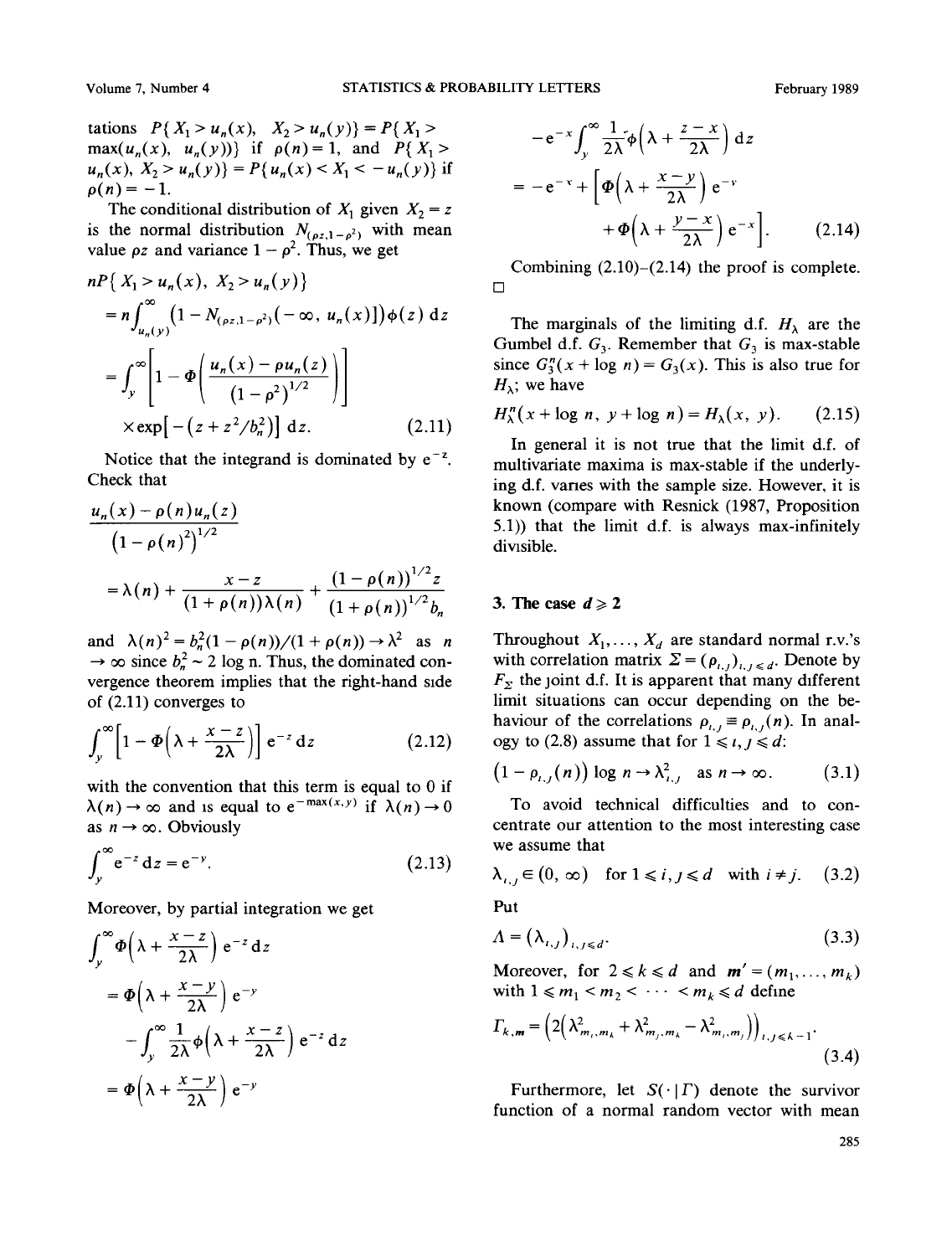tations $P\{X_1 > u_n(x),\ X_2 > u_n(y)\} = P\{X_1 > \max(u_n(x),\ u_n(y))\}$ if $\rho(n) = 1$, and $P\{X_1 > u_n(x),\ X_2 > u_n(y)\} = P\{u_n(x) < X_1 < -u_n(y)\}$ if $\rho(n) = -1$.

The conditional distribution of $X_1$ given $X_2 = z$ is the normal distribution $N_{(\rho z, 1-\rho^2)}$ with mean value $\rho z$ and variance $1 - \rho^2$. Thus, we get

$$
\begin{aligned}
&nP\{X_1 > u_n(x),\ X_2 > u_n(y)\} \\
&= n\int_{u_n(y)}^{\infty} \left(1 - N_{(\rho z, 1-\rho^2)}(-\infty,\ u_n(x)]\right)\phi(z)\, \mathrm{d}z \\
&= \int_y^{\infty} \left[1 - \Phi\left(\frac{u_n(x) - \rho u_n(z)}{(1-\rho^2)^{1/2}}\right)\right] \\
&\qquad \times \exp\left[-\left(z + z^2/b_n^2\right)\right] \mathrm{d}z. \qquad (2.11)
\end{aligned}
$$

Notice that the integrand is dominated by $\mathrm{e}^{-z}$. Check that

$$
\frac{u_n(x) - \rho(n) u_n(z)}{\left(1 - \rho(n)^2\right)^{1/2}} = \lambda(n) + \frac{x - z}{(1 + \rho(n))\lambda(n)} + \frac{(1 - \rho(n))^{1/2} z}{(1 + \rho(n))^{1/2} b_n}
$$

and $\lambda(n)^2 = b_n^2(1 - \rho(n))/(1 + \rho(n)) \to \lambda^2$ as $n \to \infty$ since $b_n^2 \sim 2 \log n$. Thus, the dominated convergence theorem implies that the right-hand side of (2.11) converges to

$$
\int_y^{\infty} \left[1 - \Phi\left(\lambda + \frac{x - z}{2\lambda}\right)\right] \mathrm{e}^{-z}\, \mathrm{d}z \qquad (2.12)
$$

with the convention that this term is equal to 0 if $\lambda(n) \to \infty$ and is equal to $\mathrm{e}^{-\max(x,y)}$ if $\lambda(n) \to 0$ as $n \to \infty$. Obviously

$$
\int_y^{\infty} \mathrm{e}^{-z}\, \mathrm{d}z = \mathrm{e}^{-y}. \qquad (2.13)
$$

Moreover, by partial integration we get

$$
\begin{aligned}
&\int_y^{\infty} \Phi\left(\lambda + \frac{x - z}{2\lambda}\right) \mathrm{e}^{-z}\, \mathrm{d}z \\
&= \Phi\left(\lambda + \frac{x - y}{2\lambda}\right) \mathrm{e}^{-y} - \int_y^{\infty} \frac{1}{2\lambda}\phi\left(\lambda + \frac{x - z}{2\lambda}\right) \mathrm{e}^{-z}\, \mathrm{d}z \\
&= \Phi\left(\lambda + \frac{x - y}{2\lambda}\right) \mathrm{e}^{-y} - \mathrm{e}^{-x}\int_y^{\infty} \frac{1}{2\lambda}\phi\left(\lambda + \frac{z - x}{2\lambda}\right) \mathrm{d}z \\
&= -\mathrm{e}^{-x} + \left[\Phi\left(\lambda + \frac{x - y}{2\lambda}\right) \mathrm{e}^{-y} + \Phi\left(\lambda + \frac{y - x}{2\lambda}\right) \mathrm{e}^{-x}\right]. \qquad (2.14)
\end{aligned}
$$

Combining (2.10)–(2.14) the proof is complete. □

The marginals of the limiting d.f. $H_\lambda$ are the Gumbel d.f. $G_3$. Remember that $G_3$ is max-stable since $G_3^n(x + \log n) = G_3(x)$. This is also true for $H_\lambda$; we have

$$
H_\lambda^n(x + \log n,\ y + \log n) = H_\lambda(x,\ y). \qquad (2.15)
$$

In general it is not true that the limit d.f. of multivariate maxima is max-stable if the underlying d.f. varies with the sample size. However, it is known (compare with Resnick (1987, Proposition 5.1)) that the limit d.f. is always max-infinitely divisible.

## 3. The case $d \geqslant 2$

Throughout $X_1, \ldots, X_d$ are standard normal r.v.'s with correlation matrix $\Sigma = (\rho_{i,j})_{i,j \leqslant d}$. Denote by $F_\Sigma$ the joint d.f. It is apparent that many different limit situations can occur depending on the behaviour of the correlations $\rho_{i,j} \equiv \rho_{i,j}(n)$. In analogy to (2.8) assume that for $1 \leqslant i, j \leqslant d$:

$$
(1 - \rho_{i,j}(n)) \log n \to \lambda_{i,j}^2 \quad \text{as } n \to \infty. \qquad (3.1)
$$

To avoid technical difficulties and to concentrate our attention to the most interesting case we assume that

$$
\lambda_{i,j} \in (0, \infty) \quad \text{for } 1 \leqslant i, j \leqslant d \quad \text{with } i \neq j. \qquad (3.2)
$$

Put

$$
\Lambda = (\lambda_{i,j})_{i,j \leqslant d}. \qquad (3.3)
$$

Moreover, for $2 \leqslant k \leqslant d$ and $\boldsymbol{m}' = (m_1, \ldots, m_k)$ with $1 \leqslant m_1 < m_2 < \cdots < m_k \leqslant d$ define

$$
\Gamma_{k,\boldsymbol{m}} = \left(2\left(\lambda_{m_i,m_k}^2 + \lambda_{m_j,m_k}^2 - \lambda_{m_i,m_j}^2\right)\right)_{i,j \leqslant k-1}. \qquad (3.4)
$$

Furthermore, let $S(\cdot \mid \Gamma)$ denote the survivor function of a normal random vector with mean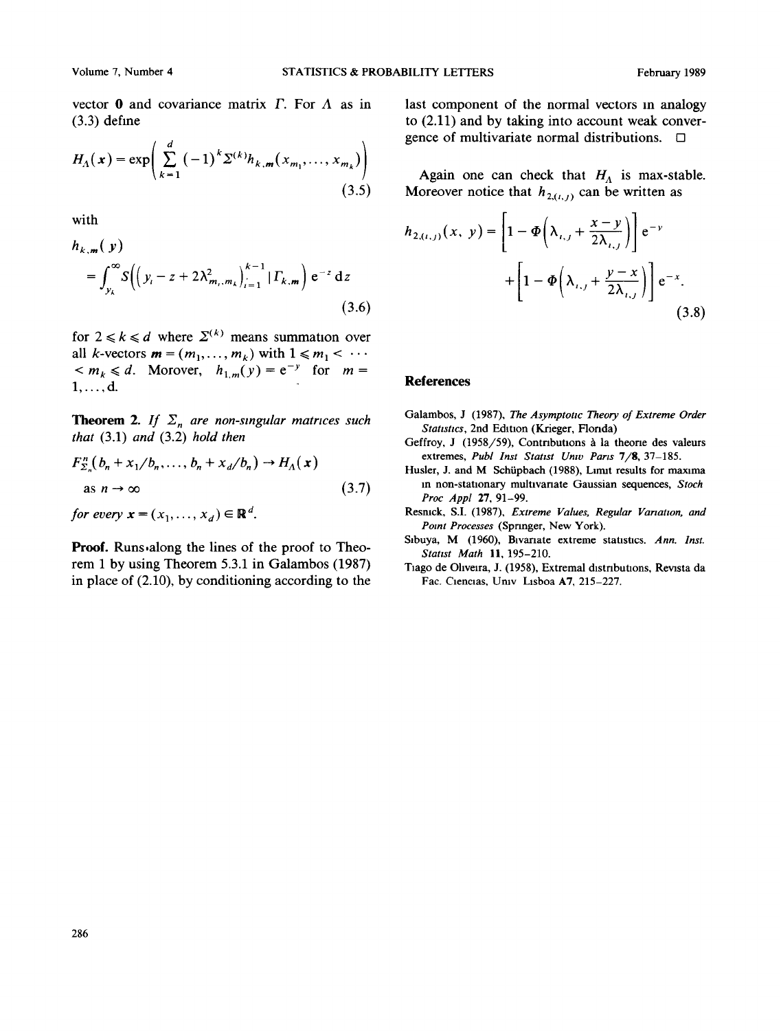vector $\mathbf{0}$ and covariance matrix $\Gamma$. For $\Lambda$ as in (3.3) define

$$H_\Lambda(\mathbf{x}) = \exp\left( \sum_{k=1}^{d} (-1)^k \Sigma^{(k)} h_{k,\mathbf{m}}(x_{m_1}, \ldots, x_{m_k}) \right) \tag{3.5}$$

with

$$h_{k,\mathbf{m}}(\mathbf{y}) = \int_{y_k}^{\infty} S\left( \left( y_i - z + 2\lambda^2_{m_i,m_k} \right)_{i=1}^{k-1} \mid \Gamma_{k,\mathbf{m}} \right) \mathrm{e}^{-z} \, \mathrm{d}z \tag{3.6}$$

for $2 \leqslant k \leqslant d$ where $\Sigma^{(k)}$ means summation over all $k$-vectors $\mathbf{m} = (m_1, \ldots, m_k)$ with $1 \leqslant m_1 < \cdots < m_k \leqslant d$. Morover, $h_{1,m}(y) = \mathrm{e}^{-y}$ for $m = 1, \ldots, \mathrm{d}$.

**Theorem 2.** *If $\Sigma_n$ are non-singular matrices such that* (3.1) *and* (3.2) *hold then*

$$F^n_{\Sigma_n}(b_n + x_1/b_n, \ldots, b_n + x_d/b_n) \to H_\Lambda(\mathbf{x}) \quad \text{as } n \to \infty \tag{3.7}$$

*for every* $\mathbf{x} = (x_1, \ldots, x_d) \in \mathbb{R}^d$.

**Proof.** Runs along the lines of the proof to Theorem 1 by using Theorem 5.3.1 in Galambos (1987) in place of (2.10), by conditioning according to the last component of the normal vectors in analogy to (2.11) and by taking into account weak convergence of multivariate normal distributions. □

Again one can check that $H_\Lambda$ is max-stable. Moreover notice that $h_{2,(i,j)}$ can be written as

$$h_{2,(i,j)}(x, y) = \left[ 1 - \Phi\left( \lambda_{i,j} + \frac{x - y}{2\lambda_{i,j}} \right) \right] \mathrm{e}^{-y} + \left[ 1 - \Phi\left( \lambda_{i,j} + \frac{y - x}{2\lambda_{i,j}} \right) \right] \mathrm{e}^{-x}. \tag{3.8}$$

## References

Galambos, J (1987), *The Asymptotic Theory of Extreme Order Statistics*, 2nd Edition (Krieger, Florida)

Geffroy, J (1958/59), Contributions à la theorie des valeurs extremes, *Publ Inst Statist Univ Paris* **7/8**, 37–185.

Husler, J. and M Schüpbach (1988), Limit results for maxima in non-stationary multivariate Gaussian sequences, *Stoch Proc Appl* **27**, 91–99.

Resnick, S.I. (1987), *Extreme Values, Regular Variation, and Point Processes* (Springer, New York).

Sibuya, M (1960), Bivariate extreme statistics. *Ann. Inst. Statist Math* **11**, 195–210.

Tiago de Oliveira, J. (1958), Extremal distributions, Revista da Fac. Ciencias, Univ Lisboa **A7**, 215–227.